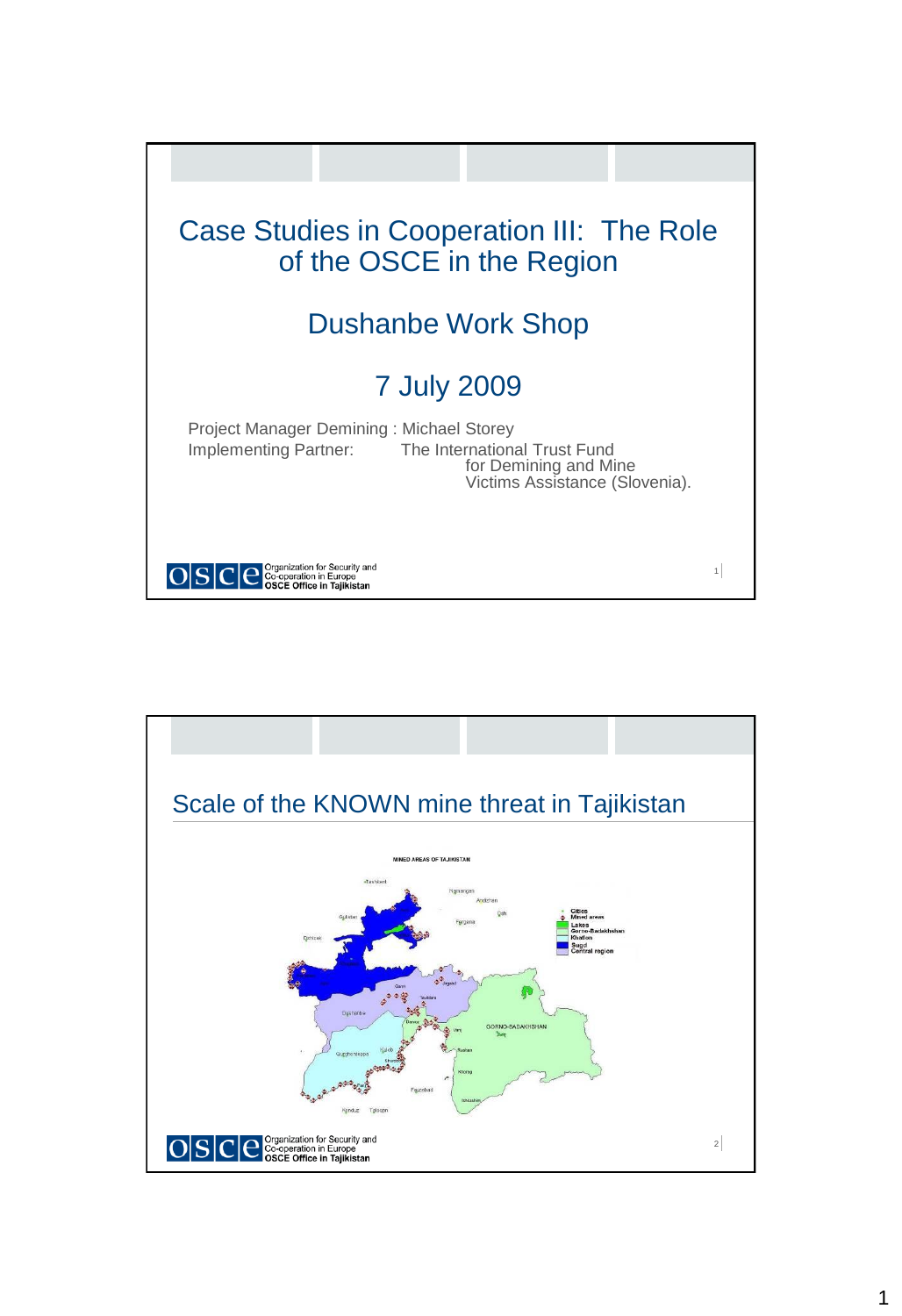# Case Studies in Cooperation III: The Role of the OSCE in the Region

## Dushanbe Work Shop

## 7 July 2009

Project Manager Demining : Michael Storey

Implementing Partner: The International Trust Fund for Demining and Mine Victims Assistance (Slovenia).

---

## Scale of the KNOWN mine threat in Tajikistan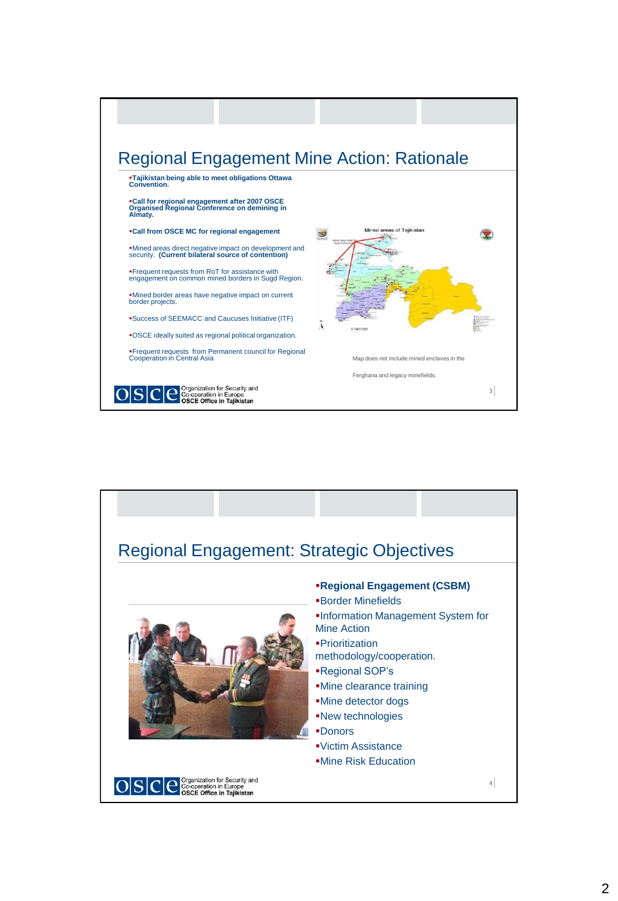## Regional Engagement Mine Action: Rationale

- **Tajikistan being able to meet obligations Ottawa Convention.**
- **Call for regional engagement after 2007 OSCE Organised Regional Conference on demining in Almaty.**
- **Call from OSCE MC for regional engagement**
- Mined areas direct negative impact on development and security. **(Current bilateral source of contention)**
- Frequent requests from RoT for assistance with engagement on common mined borders in Sugd Region.
- Mined border areas have negative impact on current border projects.
- Success of SEEMACC and Caucuses Initiative (ITF)
- OSCE ideally suited as regional political organization.
- Frequent requests from Permanent council for Regional Cooperation in Central Asia

Mined areas of Tajikistan

Map does not include mined enclaves in the Ferghana and legacy minefields.

Organization for Security and Co-operation in Europe
**OSCE Office in Tajikistan**

## Regional Engagement: Strategic Objectives

- **Regional Engagement (CSBM)**
- Border Minefields
- Information Management System for Mine Action
- Prioritization methodology/cooperation.
- Regional SOP's
- Mine clearance training
- Mine detector dogs
- New technologies
- Donors
- Victim Assistance
- Mine Risk Education

Organization for Security and Co-operation in Europe
**OSCE Office in Tajikistan**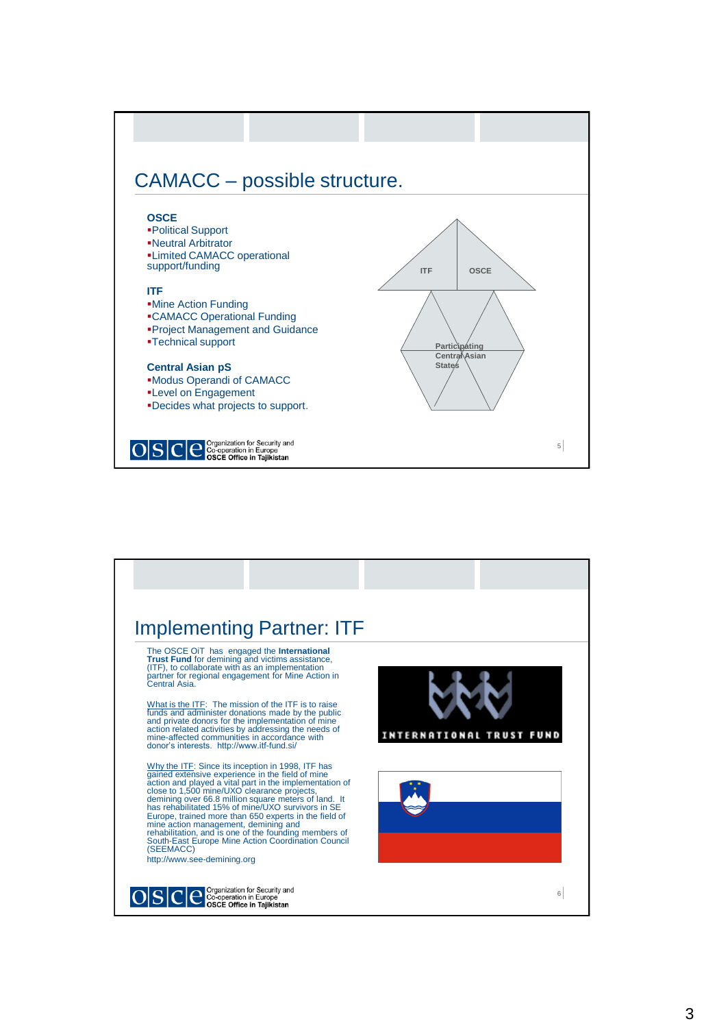## CAMACC – possible structure.

**OSCE**
- Political Support
- Neutral Arbitrator
- Limited CAMACC operational support/funding

**ITF**
- Mine Action Funding
- CAMACC Operational Funding
- Project Management and Guidance
- Technical support

**Central Asian pS**
- Modus Operandi of CAMACC
- Level on Engagement
- Decides what projects to support.

ITF
OSCE
Participating Central Asian States

Organization for Security and Co-operation in Europe
**OSCE Office in Tajikistan**

## Implementing Partner: ITF

The OSCE OiT has engaged the **International Trust Fund** for demining and victims assistance, (ITF), to collaborate with as an implementation partner for regional engagement for Mine Action in Central Asia.

What is the ITF: The mission of the ITF is to raise funds and administer donations made by the public and private donors for the implementation of mine action related activities by addressing the needs of mine-affected communities in accordance with donor's interests. http://www.itf-fund.si/

Why the ITF: Since its inception in 1998, ITF has gained extensive experience in the field of mine action and played a vital part in the implementation of close to 1,500 mine/UXO clearance projects, demining over 66.8 million square meters of land. It has rehabilitated 15% of mine/UXO survivors in SE Europe, trained more than 650 experts in the field of mine action management, demining and rehabilitation, and is one of the founding members of South-East Europe Mine Action Coordination Council (SEEMACC)
http://www.see-demining.org

INTERNATIONAL TRUST FUND

Organization for Security and Co-operation in Europe
**OSCE Office in Tajikistan**